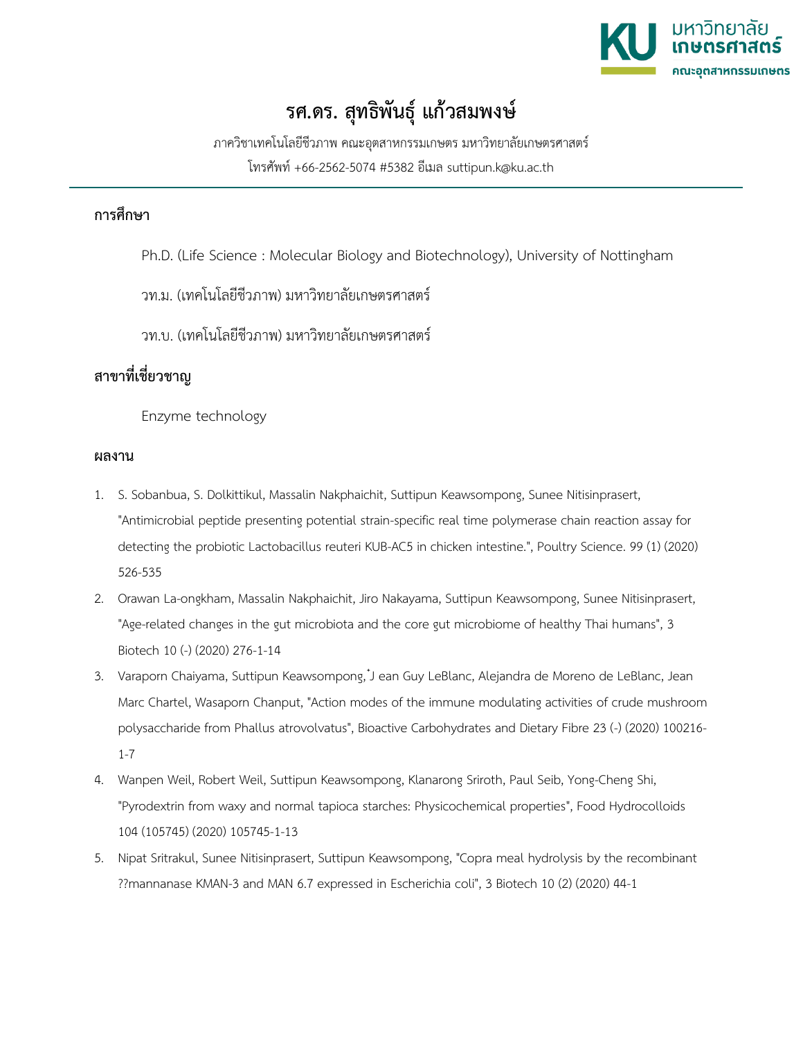# รศ.ดร. สุทธิพันธุ์ แก้วสมพงษ์

ภาควิชาเทคโนโลยีชีวภาพ คณะอุตสาหกรรมเกษตร มหาวิทยาลัยเกษตรศาสตร์

โทรศัพท์ +66-2562-5074 #5382 อีเมล suttipun.k@ku.ac.th

## การศึกษา

Ph.D. (Life Science : Molecular Biology and Biotechnology), University of Nottingham

วท.ม. (เทคโนโลยีชีวภาพ) มหาวิทยาลัยเกษตรศาสตร์

วท.บ. (เทคโนโลยีชีวภาพ) มหาวิทยาลัยเกษตรศาสตร์

## สาขาที่เชี่ยวชาญ

Enzyme technology

## ผลงาน

1. S. Sobanbua, S. Dolkittikul, Massalin Nakphaichit, Suttipun Keawsompong, Sunee Nitisinprasert, "Antimicrobial peptide presenting potential strain-specific real time polymerase chain reaction assay for detecting the probiotic Lactobacillus reuteri KUB-AC5 in chicken intestine.", Poultry Science. 99 (1) (2020) 526-535
2. Orawan La-ongkham, Massalin Nakphaichit, Jiro Nakayama, Suttipun Keawsompong, Sunee Nitisinprasert, "Age-related changes in the gut microbiota and the core gut microbiome of healthy Thai humans", 3 Biotech 10 (-) (2020) 276-1-14
3. Varaporn Chaiyama, Suttipun Keawsompong,*J ean Guy LeBlanc, Alejandra de Moreno de LeBlanc, Jean Marc Chartel, Wasaporn Chanput, "Action modes of the immune modulating activities of crude mushroom polysaccharide from Phallus atrovolvatus", Bioactive Carbohydrates and Dietary Fibre 23 (-) (2020) 100216-1-7
4. Wanpen Weil, Robert Weil, Suttipun Keawsompong, Klanarong Sriroth, Paul Seib, Yong-Cheng Shi, "Pyrodextrin from waxy and normal tapioca starches: Physicochemical properties", Food Hydrocolloids 104 (105745) (2020) 105745-1-13
5. Nipat Sritrakul, Sunee Nitisinprasert, Suttipun Keawsompong, "Copra meal hydrolysis by the recombinant ??mannanase KMAN-3 and MAN 6.7 expressed in Escherichia coli", 3 Biotech 10 (2) (2020) 44-1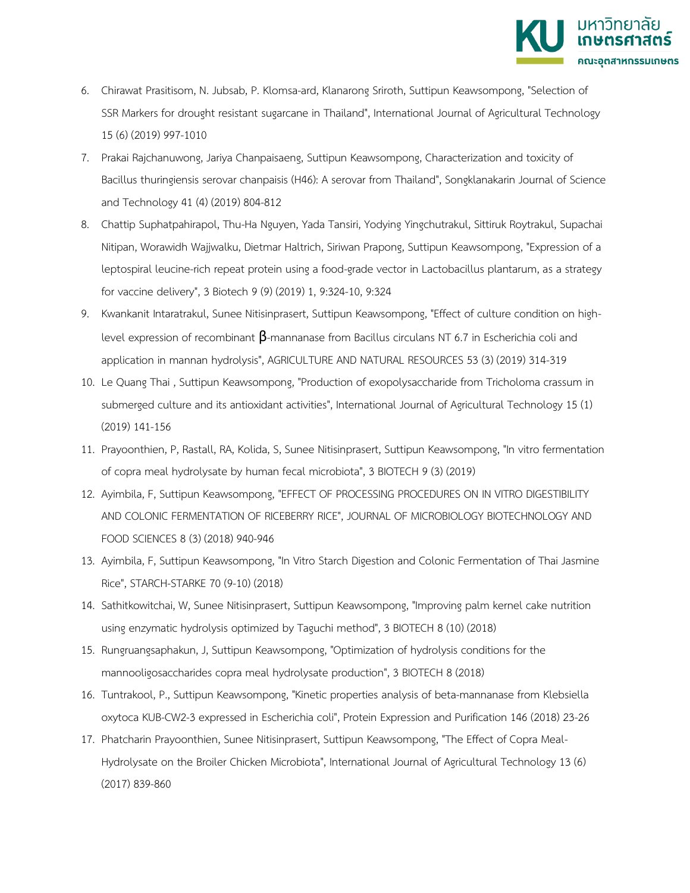6. Chirawat Prasitisom, N. Jubsab, P. Klomsa-ard, Klanarong Sriroth, Suttipun Keawsompong, "Selection of SSR Markers for drought resistant sugarcane in Thailand", International Journal of Agricultural Technology 15 (6) (2019) 997-1010
7. Prakai Rajchanuwong, Jariya Chanpaisaeng, Suttipun Keawsompong, Characterization and toxicity of Bacillus thuringiensis serovar chanpaisis (H46): A serovar from Thailand", Songklanakarin Journal of Science and Technology 41 (4) (2019) 804-812
8. Chattip Suphatpahirapol, Thu-Ha Nguyen, Yada Tansiri, Yodying Yingchutrakul, Sittiruk Roytrakul, Supachai Nitipan, Worawidh Wajjwalku, Dietmar Haltrich, Siriwan Prapong, Suttipun Keawsompong, "Expression of a leptospiral leucine-rich repeat protein using a food-grade vector in Lactobacillus plantarum, as a strategy for vaccine delivery", 3 Biotech 9 (9) (2019) 1, 9:324-10, 9:324
9. Kwankanit Intaratrakul, Sunee Nitisinprasert, Suttipun Keawsompong, "Effect of culture condition on high-level expression of recombinant β-mannanase from Bacillus circulans NT 6.7 in Escherichia coli and application in mannan hydrolysis", AGRICULTURE AND NATURAL RESOURCES 53 (3) (2019) 314-319
10. Le Quang Thai , Suttipun Keawsompong, "Production of exopolysaccharide from Tricholoma crassum in submerged culture and its antioxidant activities", International Journal of Agricultural Technology 15 (1) (2019) 141-156
11. Prayoonthien, P, Rastall, RA, Kolida, S, Sunee Nitisinprasert, Suttipun Keawsompong, "In vitro fermentation of copra meal hydrolysate by human fecal microbiota", 3 BIOTECH 9 (3) (2019)
12. Ayimbila, F, Suttipun Keawsompong, "EFFECT OF PROCESSING PROCEDURES ON IN VITRO DIGESTIBILITY AND COLONIC FERMENTATION OF RICEBERRY RICE", JOURNAL OF MICROBIOLOGY BIOTECHNOLOGY AND FOOD SCIENCES 8 (3) (2018) 940-946
13. Ayimbila, F, Suttipun Keawsompong, "In Vitro Starch Digestion and Colonic Fermentation of Thai Jasmine Rice", STARCH-STARKE 70 (9-10) (2018)
14. Sathitkowitchai, W, Sunee Nitisinprasert, Suttipun Keawsompong, "Improving palm kernel cake nutrition using enzymatic hydrolysis optimized by Taguchi method", 3 BIOTECH 8 (10) (2018)
15. Rungruangsaphakun, J, Suttipun Keawsompong, "Optimization of hydrolysis conditions for the mannooligosaccharides copra meal hydrolysate production", 3 BIOTECH 8 (2018)
16. Tuntrakool, P., Suttipun Keawsompong, "Kinetic properties analysis of beta-mannanase from Klebsiella oxytoca KUB-CW2-3 expressed in Escherichia coli", Protein Expression and Purification 146 (2018) 23-26
17. Phatcharin Prayoonthien, Sunee Nitisinprasert, Suttipun Keawsompong, "The Effect of Copra Meal-Hydrolysate on the Broiler Chicken Microbiota", International Journal of Agricultural Technology 13 (6) (2017) 839-860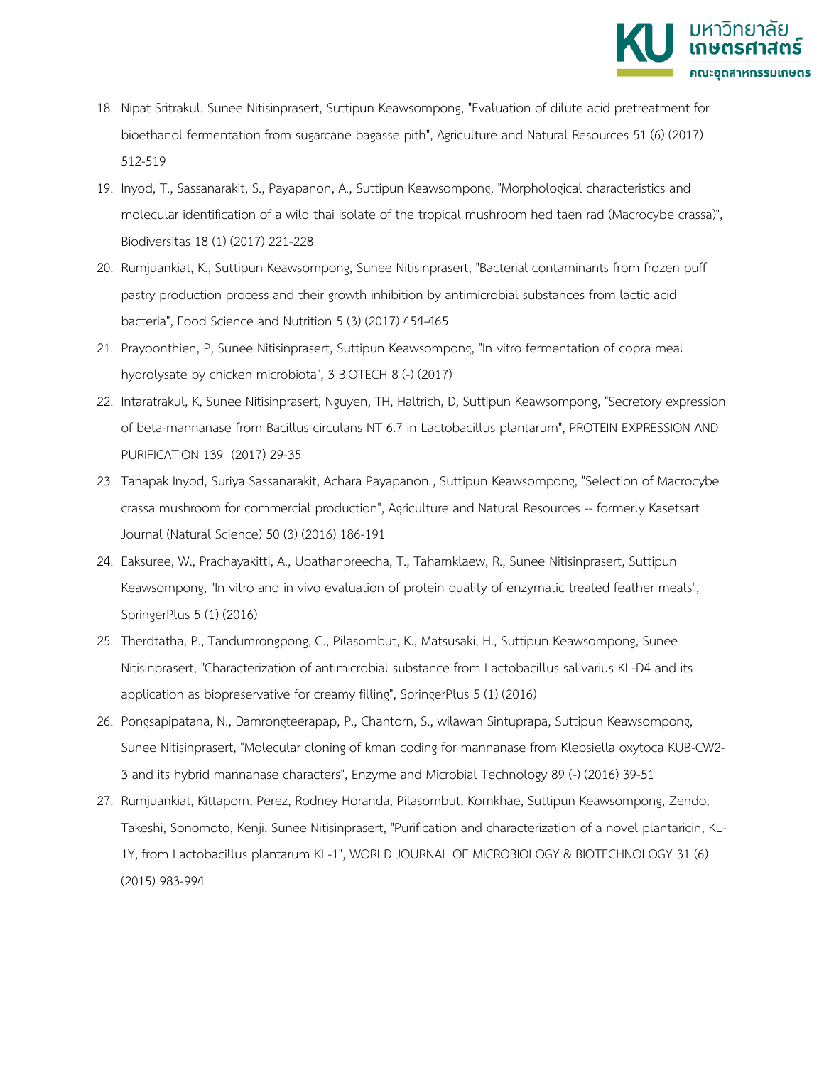18. Nipat Sritrakul, Sunee Nitisinprasert, Suttipun Keawsompong, "Evaluation of dilute acid pretreatment for bioethanol fermentation from sugarcane bagasse pith", Agriculture and Natural Resources 51 (6) (2017) 512-519
19. Inyod, T., Sassanarakit, S., Payapanon, A., Suttipun Keawsompong, "Morphological characteristics and molecular identification of a wild thai isolate of the tropical mushroom hed taen rad (Macrocybe crassa)", Biodiversitas 18 (1) (2017) 221-228
20. Rumjuankiat, K., Suttipun Keawsompong, Sunee Nitisinprasert, "Bacterial contaminants from frozen puff pastry production process and their growth inhibition by antimicrobial substances from lactic acid bacteria", Food Science and Nutrition 5 (3) (2017) 454-465
21. Prayoonthien, P, Sunee Nitisinprasert, Suttipun Keawsompong, "In vitro fermentation of copra meal hydrolysate by chicken microbiota", 3 BIOTECH 8 (-) (2017)
22. Intaratrakul, K, Sunee Nitisinprasert, Nguyen, TH, Haltrich, D, Suttipun Keawsompong, "Secretory expression of beta-mannanase from Bacillus circulans NT 6.7 in Lactobacillus plantarum", PROTEIN EXPRESSION AND PURIFICATION 139  (2017) 29-35
23. Tanapak Inyod, Suriya Sassanarakit, Achara Payapanon , Suttipun Keawsompong, "Selection of Macrocybe crassa mushroom for commercial production", Agriculture and Natural Resources -- formerly Kasetsart Journal (Natural Science) 50 (3) (2016) 186-191
24. Eaksuree, W., Prachayakitti, A., Upathanpreecha, T., Taharnklaew, R., Sunee Nitisinprasert, Suttipun Keawsompong, "In vitro and in vivo evaluation of protein quality of enzymatic treated feather meals", SpringerPlus 5 (1) (2016)
25. Therdtatha, P., Tandumrongpong, C., Pilasombut, K., Matsusaki, H., Suttipun Keawsompong, Sunee Nitisinprasert, "Characterization of antimicrobial substance from Lactobacillus salivarius KL-D4 and its application as biopreservative for creamy filling", SpringerPlus 5 (1) (2016)
26. Pongsapipatana, N., Damrongteerapap, P., Chantorn, S., wilawan Sintuprapa, Suttipun Keawsompong, Sunee Nitisinprasert, "Molecular cloning of kman coding for mannanase from Klebsiella oxytoca KUB-CW2-3 and its hybrid mannanase characters", Enzyme and Microbial Technology 89 (-) (2016) 39-51
27. Rumjuankiat, Kittaporn, Perez, Rodney Horanda, Pilasombut, Komkhae, Suttipun Keawsompong, Zendo, Takeshi, Sonomoto, Kenji, Sunee Nitisinprasert, "Purification and characterization of a novel plantaricin, KL-1Y, from Lactobacillus plantarum KL-1", WORLD JOURNAL OF MICROBIOLOGY & BIOTECHNOLOGY 31 (6) (2015) 983-994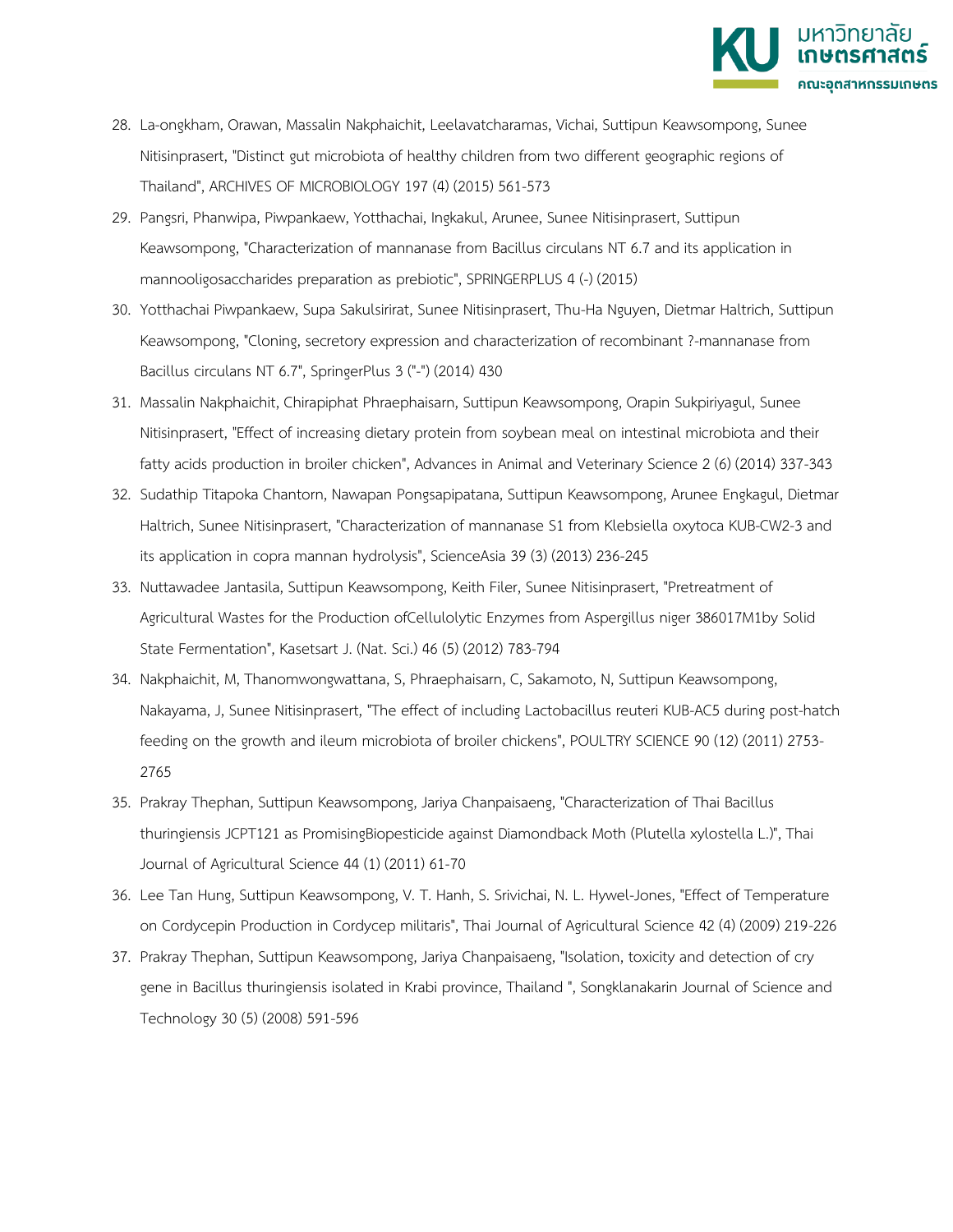28. La-ongkham, Orawan, Massalin Nakphaichit, Leelavatcharamas, Vichai, Suttipun Keawsompong, Sunee Nitisinprasert, "Distinct gut microbiota of healthy children from two different geographic regions of Thailand", ARCHIVES OF MICROBIOLOGY 197 (4) (2015) 561-573
29. Pangsri, Phanwipa, Piwpankaew, Yotthachai, Ingkakul, Arunee, Sunee Nitisinprasert, Suttipun Keawsompong, "Characterization of mannanase from Bacillus circulans NT 6.7 and its application in mannooligosaccharides preparation as prebiotic", SPRINGERPLUS 4 (-) (2015)
30. Yotthachai Piwpankaew, Supa Sakulsirirat, Sunee Nitisinprasert, Thu-Ha Nguyen, Dietmar Haltrich, Suttipun Keawsompong, "Cloning, secretory expression and characterization of recombinant ?-mannanase from Bacillus circulans NT 6.7", SpringerPlus 3 ("-") (2014) 430
31. Massalin Nakphaichit, Chirapiphat Phraephaisarn, Suttipun Keawsompong, Orapin Sukpiriyagul, Sunee Nitisinprasert, "Effect of increasing dietary protein from soybean meal on intestinal microbiota and their fatty acids production in broiler chicken", Advances in Animal and Veterinary Science 2 (6) (2014) 337-343
32. Sudathip Titapoka Chantorn, Nawapan Pongsapipatana, Suttipun Keawsompong, Arunee Engkagul, Dietmar Haltrich, Sunee Nitisinprasert, "Characterization of mannanase S1 from Klebsiella oxytoca KUB-CW2-3 and its application in copra mannan hydrolysis", ScienceAsia 39 (3) (2013) 236-245
33. Nuttawadee Jantasila, Suttipun Keawsompong, Keith Filer, Sunee Nitisinprasert, "Pretreatment of Agricultural Wastes for the Production ofCellulolytic Enzymes from Aspergillus niger 386017M1by Solid State Fermentation", Kasetsart J. (Nat. Sci.) 46 (5) (2012) 783-794
34. Nakphaichit, M, Thanomwongwattana, S, Phraephaisarn, C, Sakamoto, N, Suttipun Keawsompong, Nakayama, J, Sunee Nitisinprasert, "The effect of including Lactobacillus reuteri KUB-AC5 during post-hatch feeding on the growth and ileum microbiota of broiler chickens", POULTRY SCIENCE 90 (12) (2011) 2753-2765
35. Prakray Thephan, Suttipun Keawsompong, Jariya Chanpaisaeng, "Characterization of Thai Bacillus thuringiensis JCPT121 as PromisingBiopesticide against Diamondback Moth (Plutella xylostella L.)", Thai Journal of Agricultural Science 44 (1) (2011) 61-70
36. Lee Tan Hung, Suttipun Keawsompong, V. T. Hanh, S. Srivichai, N. L. Hywel-Jones, "Effect of Temperature on Cordycepin Production in Cordycep militaris", Thai Journal of Agricultural Science 42 (4) (2009) 219-226
37. Prakray Thephan, Suttipun Keawsompong, Jariya Chanpaisaeng, "Isolation, toxicity and detection of cry gene in Bacillus thuringiensis isolated in Krabi province, Thailand ", Songklanakarin Journal of Science and Technology 30 (5) (2008) 591-596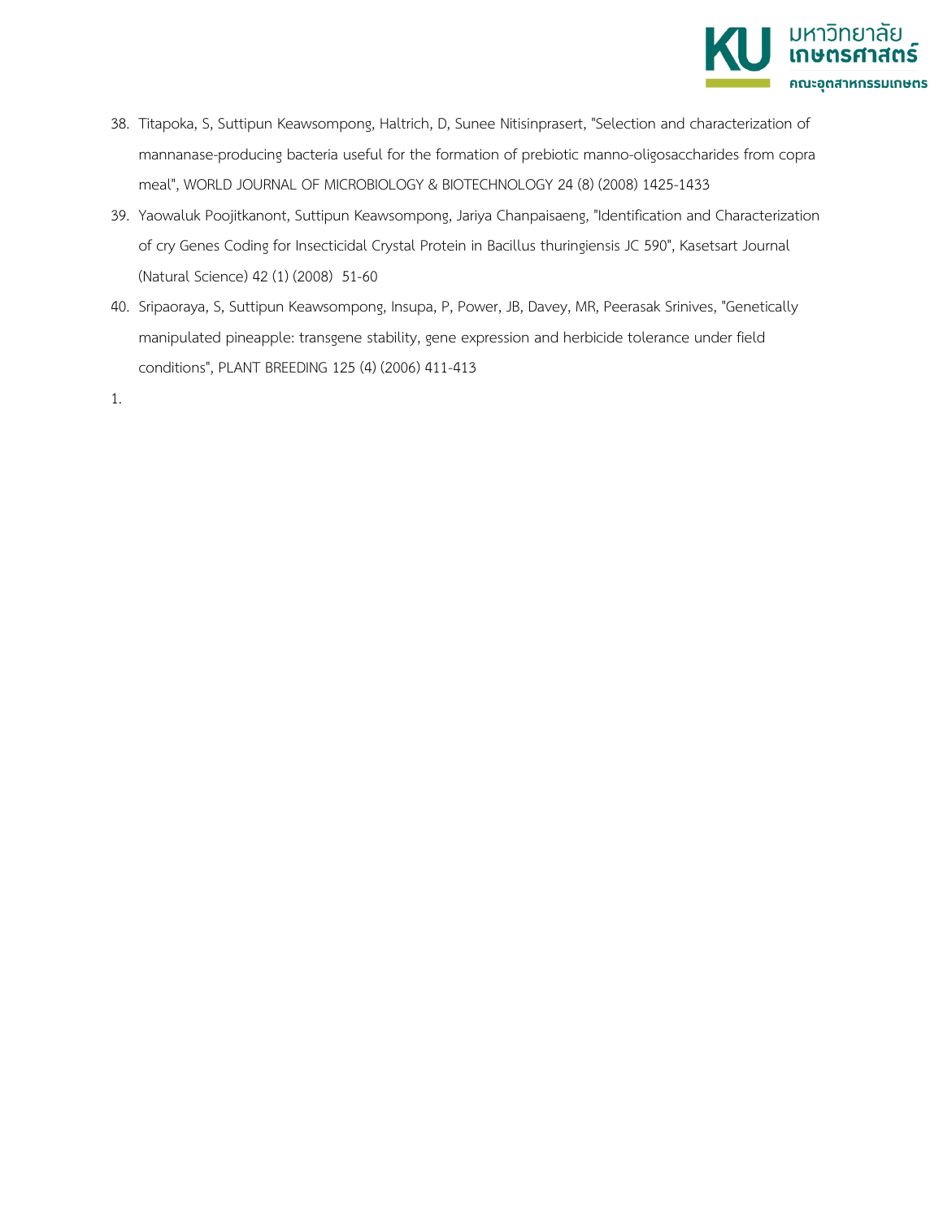38. Titapoka, S, Suttipun Keawsompong, Haltrich, D, Sunee Nitisinprasert, "Selection and characterization of mannanase-producing bacteria useful for the formation of prebiotic manno-oligosaccharides from copra meal", WORLD JOURNAL OF MICROBIOLOGY & BIOTECHNOLOGY 24 (8) (2008) 1425-1433
39. Yaowaluk Poojitkanont, Suttipun Keawsompong, Jariya Chanpaisaeng, "Identification and Characterization of cry Genes Coding for Insecticidal Crystal Protein in Bacillus thuringiensis JC 590", Kasetsart Journal (Natural Science) 42 (1) (2008) 51-60
40. Sripaoraya, S, Suttipun Keawsompong, Insupa, P, Power, JB, Davey, MR, Peerasak Srinives, "Genetically manipulated pineapple: transgene stability, gene expression and herbicide tolerance under field conditions", PLANT BREEDING 125 (4) (2006) 411-413

1.